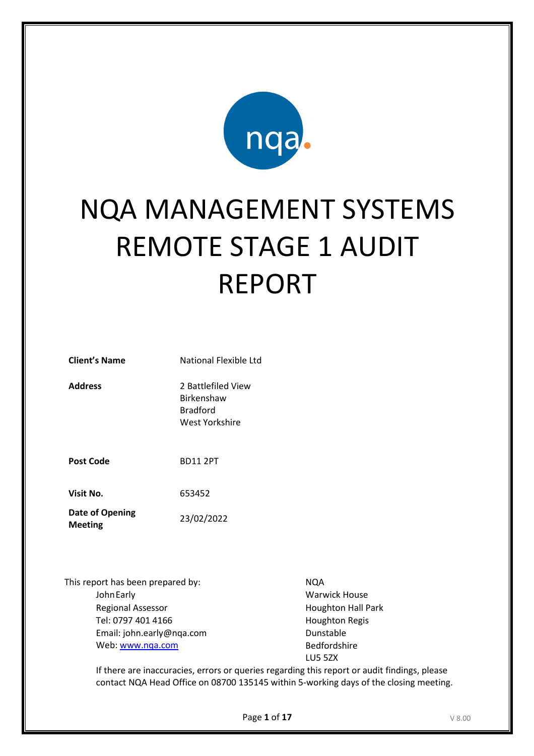# NQA MANAGEMENT SYSTEMS REMOTE STAGE 1 AUDIT REPORT

| | |
|---|---|
| **Client's Name** | National Flexible Ltd |
| **Address** | 2 Battlefiled View<br>Birkenshaw<br>Bradford<br>West Yorkshire |
| **Post Code** | BD11 2PT |
| **Visit No.** | 653452 |
| **Date of Opening Meeting** | 23/02/2022 |

This report has been prepared by:

John Early
Regional Assessor
Tel: 0797 401 4166
Email: john.early@nqa.com
Web: www.nqa.com

NQA
Warwick House
Houghton Hall Park
Houghton Regis
Dunstable
Bedfordshire
LU5 5ZX

If there are inaccuracies, errors or queries regarding this report or audit findings, please contact NQA Head Office on 08700 135145 within 5-working days of the closing meeting.

V 8.00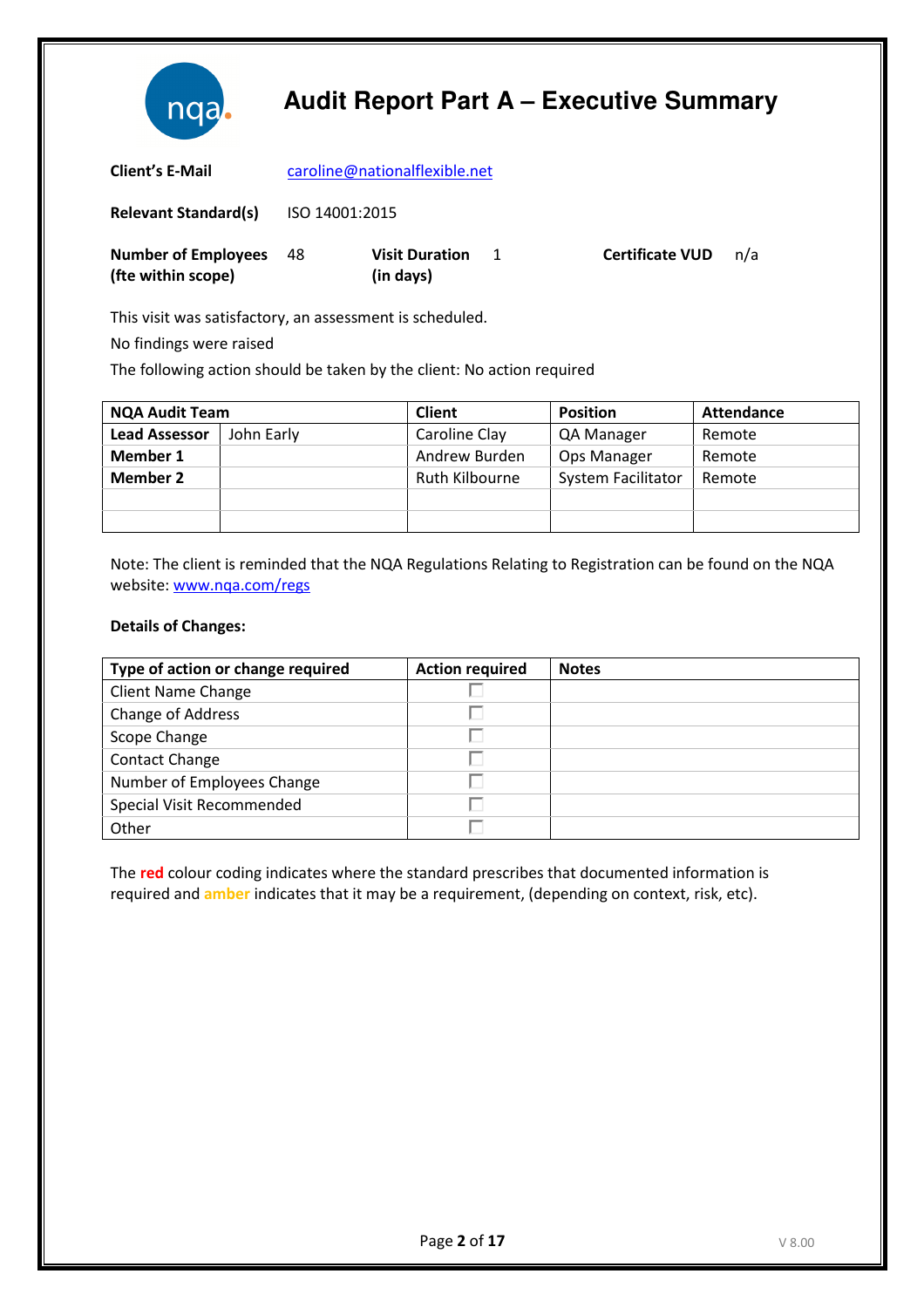# Audit Report Part A – Executive Summary

**Client's E-Mail** caroline@nationalflexible.net

**Relevant Standard(s)** ISO 14001:2015

**Number of Employees (fte within scope)** 48 **Visit Duration (in days)** 1 **Certificate VUD** n/a

This visit was satisfactory, an assessment is scheduled.

No findings were raised

The following action should be taken by the client: No action required

| NQA Audit Team | | Client | Position | Attendance |
|---|---|---|---|---|
| **Lead Assessor** | John Early | Caroline Clay | QA Manager | Remote |
| **Member 1** | | Andrew Burden | Ops Manager | Remote |
| **Member 2** | | Ruth Kilbourne | System Facilitator | Remote |
| | | | | |
| | | | | |

Note: The client is reminded that the NQA Regulations Relating to Registration can be found on the NQA website: www.nqa.com/regs

**Details of Changes:**

| Type of action or change required | Action required | Notes |
|---|---|---|
| Client Name Change | ☐ | |
| Change of Address | ☐ | |
| Scope Change | ☐ | |
| Contact Change | ☐ | |
| Number of Employees Change | ☐ | |
| Special Visit Recommended | ☐ | |
| Other | ☐ | |

The **red** colour coding indicates where the standard prescribes that documented information is required and **amber** indicates that it may be a requirement, (depending on context, risk, etc).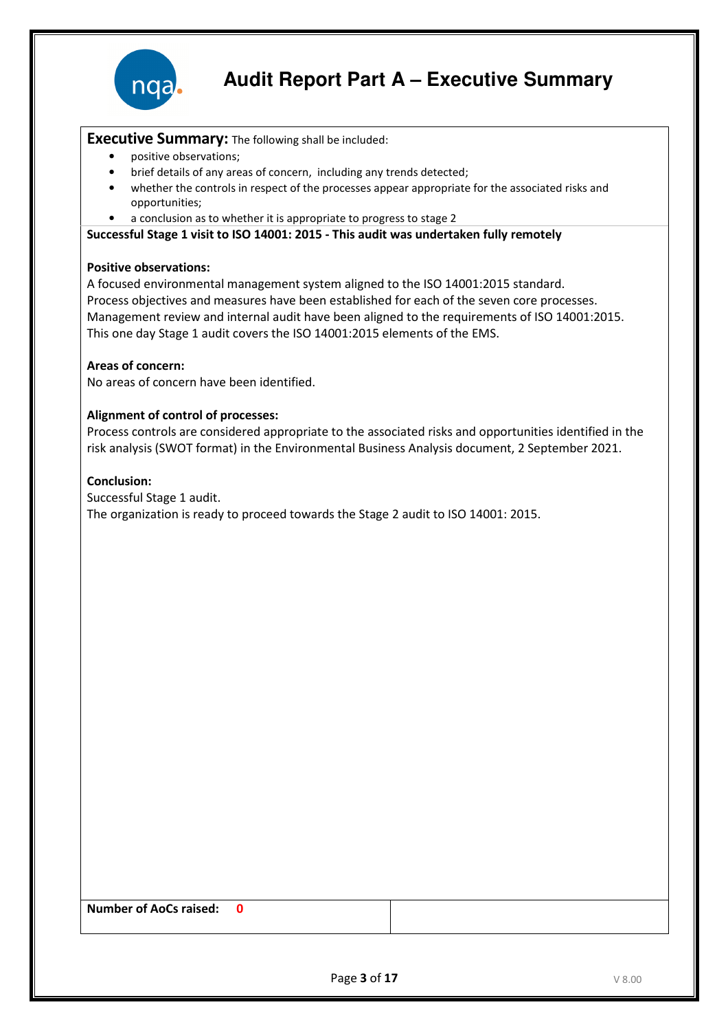# Audit Report Part A – Executive Summary

**Executive Summary:** The following shall be included:

- positive observations;
- brief details of any areas of concern, including any trends detected;
- whether the controls in respect of the processes appear appropriate for the associated risks and opportunities;
- a conclusion as to whether it is appropriate to progress to stage 2

**Successful Stage 1 visit to ISO 14001: 2015 - This audit was undertaken fully remotely**

**Positive observations:**
A focused environmental management system aligned to the ISO 14001:2015 standard.
Process objectives and measures have been established for each of the seven core processes.
Management review and internal audit have been aligned to the requirements of ISO 14001:2015.
This one day Stage 1 audit covers the ISO 14001:2015 elements of the EMS.

**Areas of concern:**
No areas of concern have been identified.

**Alignment of control of processes:**
Process controls are considered appropriate to the associated risks and opportunities identified in the risk analysis (SWOT format) in the Environmental Business Analysis document, 2 September 2021.

**Conclusion:**
Successful Stage 1 audit.
The organization is ready to proceed towards the Stage 2 audit to ISO 14001: 2015.

| | |
|---|---|
| **Number of AoCs raised:** 0 | |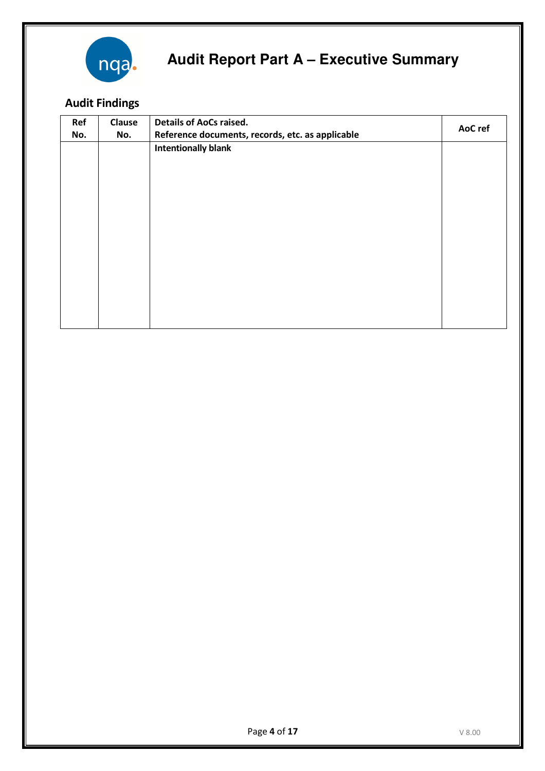# Audit Report Part A – Executive Summary

## Audit Findings

| Ref No. | Clause No. | Details of AoCs raised. Reference documents, records, etc. as applicable | AoC ref |
|---|---|---|---|
| | | **Intentionally blank** | |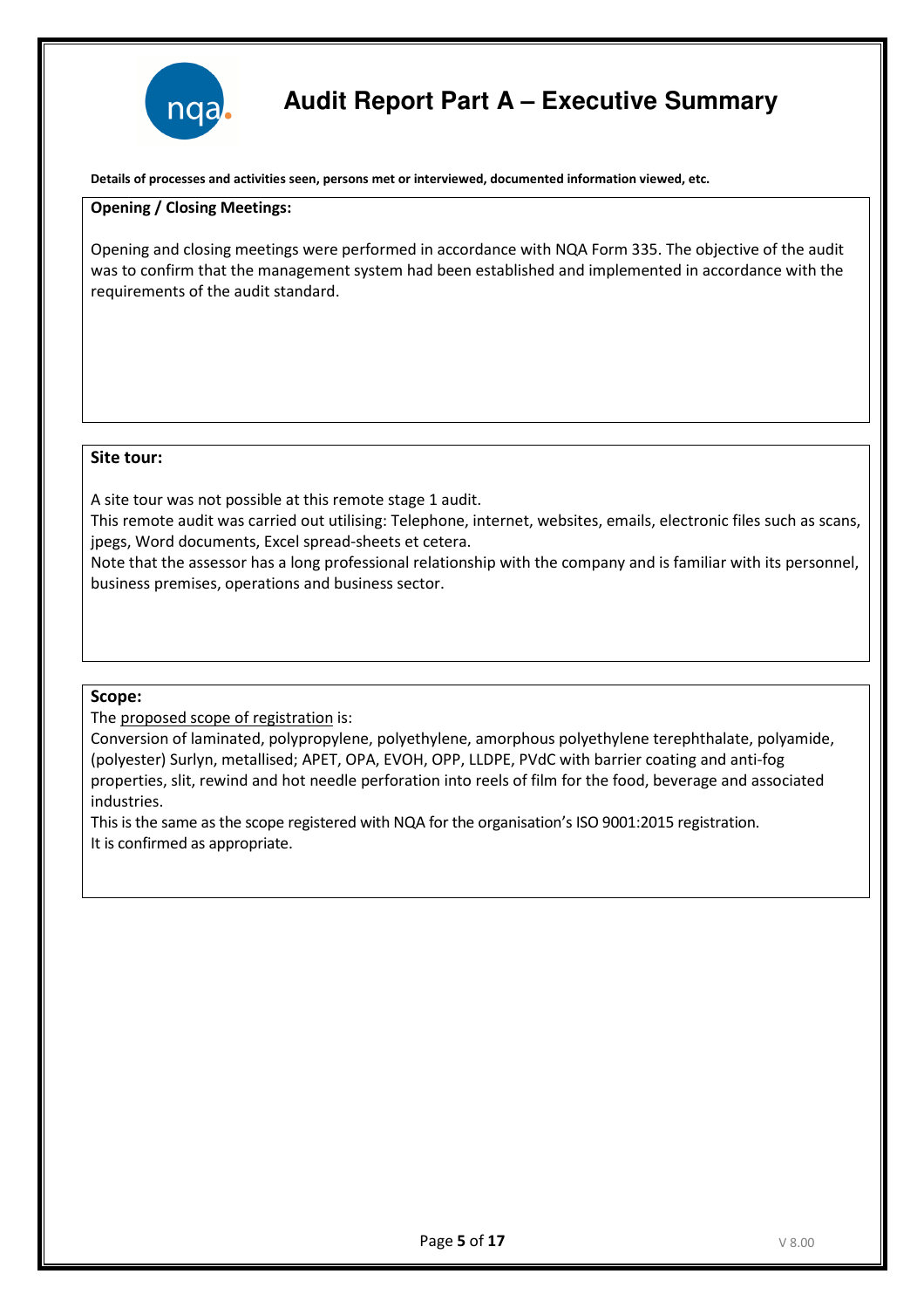# Audit Report Part A – Executive Summary

**Details of processes and activities seen, persons met or interviewed, documented information viewed, etc.**

**Opening / Closing Meetings:**

Opening and closing meetings were performed in accordance with NQA Form 335. The objective of the audit was to confirm that the management system had been established and implemented in accordance with the requirements of the audit standard.

**Site tour:**

A site tour was not possible at this remote stage 1 audit.
This remote audit was carried out utilising: Telephone, internet, websites, emails, electronic files such as scans, jpegs, Word documents, Excel spread-sheets et cetera.
Note that the assessor has a long professional relationship with the company and is familiar with its personnel, business premises, operations and business sector.

**Scope:**

The proposed scope of registration is:
Conversion of laminated, polypropylene, polyethylene, amorphous polyethylene terephthalate, polyamide, (polyester) Surlyn, metallised; APET, OPA, EVOH, OPP, LLDPE, PVdC with barrier coating and anti-fog properties, slit, rewind and hot needle perforation into reels of film for the food, beverage and associated industries.
This is the same as the scope registered with NQA for the organisation's ISO 9001:2015 registration.
It is confirmed as appropriate.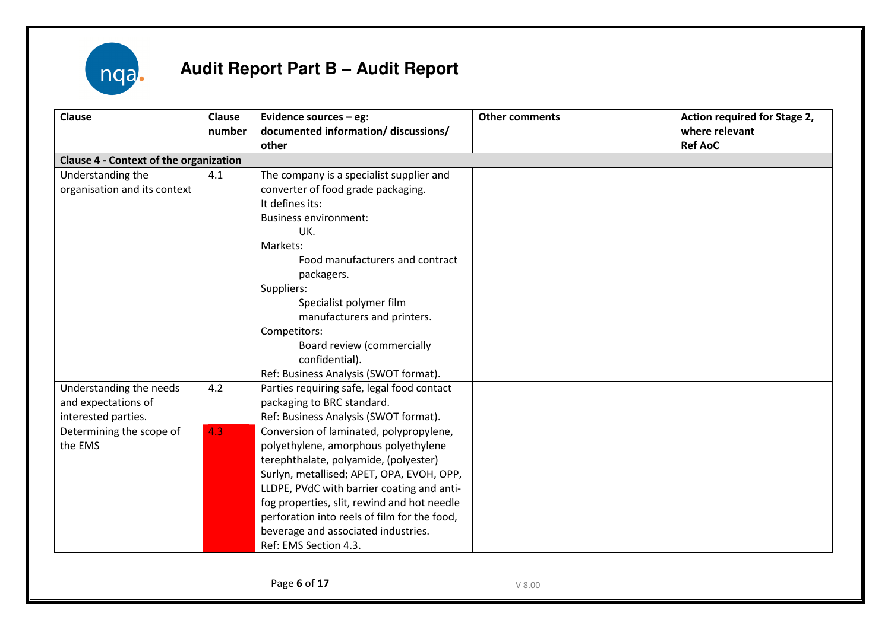# Audit Report Part B – Audit Report

| Clause | Clause number | Evidence sources – eg: documented information/ discussions/ other | Other comments | Action required for Stage 2, where relevant Ref AoC |
|---|---|---|---|---|
| **Clause 4 - Context of the organization** | | | | |
| Understanding the organisation and its context | 4.1 | The company is a specialist supplier and converter of food grade packaging.<br>It defines its:<br>Business environment:<br>UK.<br>Markets:<br>Food manufacturers and contract packagers.<br>Suppliers:<br>Specialist polymer film manufacturers and printers.<br>Competitors:<br>Board review (commercially confidential).<br>Ref: Business Analysis (SWOT format). | | |
| Understanding the needs and expectations of interested parties. | 4.2 | Parties requiring safe, legal food contact packaging to BRC standard.<br>Ref: Business Analysis (SWOT format). | | |
| Determining the scope of the EMS | 4.3 | Conversion of laminated, polypropylene, polyethylene, amorphous polyethylene terephthalate, polyamide, (polyester) Surlyn, metallised; APET, OPA, EVOH, OPP, LLDPE, PVdC with barrier coating and anti-fog properties, slit, rewind and hot needle perforation into reels of film for the food, beverage and associated industries.<br>Ref: EMS Section 4.3. | | |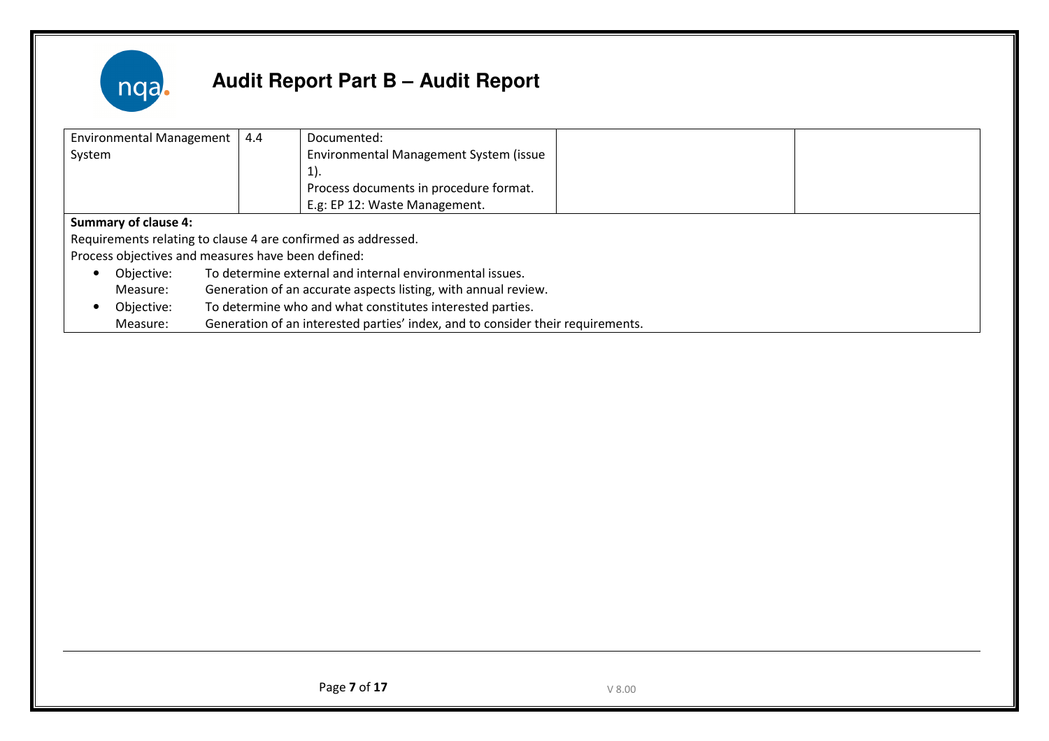# Audit Report Part B – Audit Report

| | | | | |
|---|---|---|---|---|
| Environmental Management System | 4.4 | Documented:<br>Environmental Management System (issue 1).<br>Process documents in procedure format.<br>E.g: EP 12: Waste Management. | | |

**Summary of clause 4:**

Requirements relating to clause 4 are confirmed as addressed.

Process objectives and measures have been defined:

- Objective: To determine external and internal environmental issues.
  Measure: Generation of an accurate aspects listing, with annual review.
- Objective: To determine who and what constitutes interested parties.
  Measure: Generation of an interested parties' index, and to consider their requirements.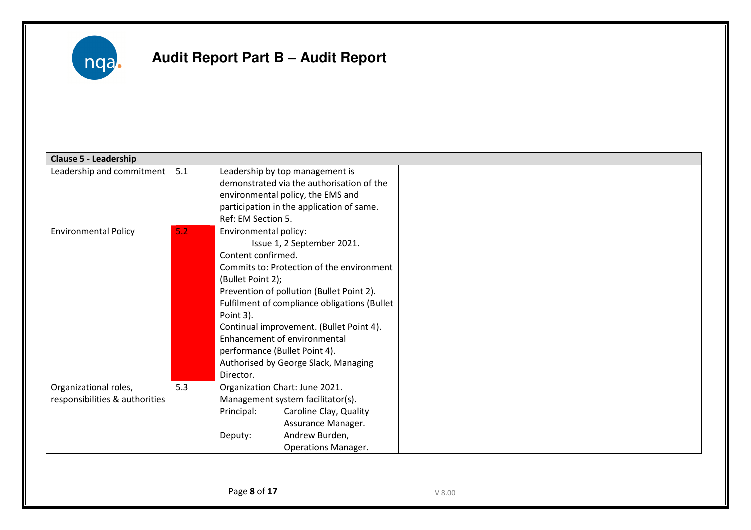# Audit Report Part B – Audit Report

| | | | | |
|---|---|---|---|---|
| **Clause 5 - Leadership** | | | | |
| Leadership and commitment | 5.1 | Leadership by top management is demonstrated via the authorisation of the environmental policy, the EMS and participation in the application of same. Ref: EM Section 5. | | |
| Environmental Policy | 5.2 | Environmental policy: Issue 1, 2 September 2021. Content confirmed. Commits to: Protection of the environment (Bullet Point 2); Prevention of pollution (Bullet Point 2). Fulfilment of compliance obligations (Bullet Point 3). Continual improvement. (Bullet Point 4). Enhancement of environmental performance (Bullet Point 4). Authorised by George Slack, Managing Director. | | |
| Organizational roles, responsibilities & authorities | 5.3 | Organization Chart: June 2021. Management system facilitator(s). Principal: Caroline Clay, Quality Assurance Manager. Deputy: Andrew Burden, Operations Manager. | | |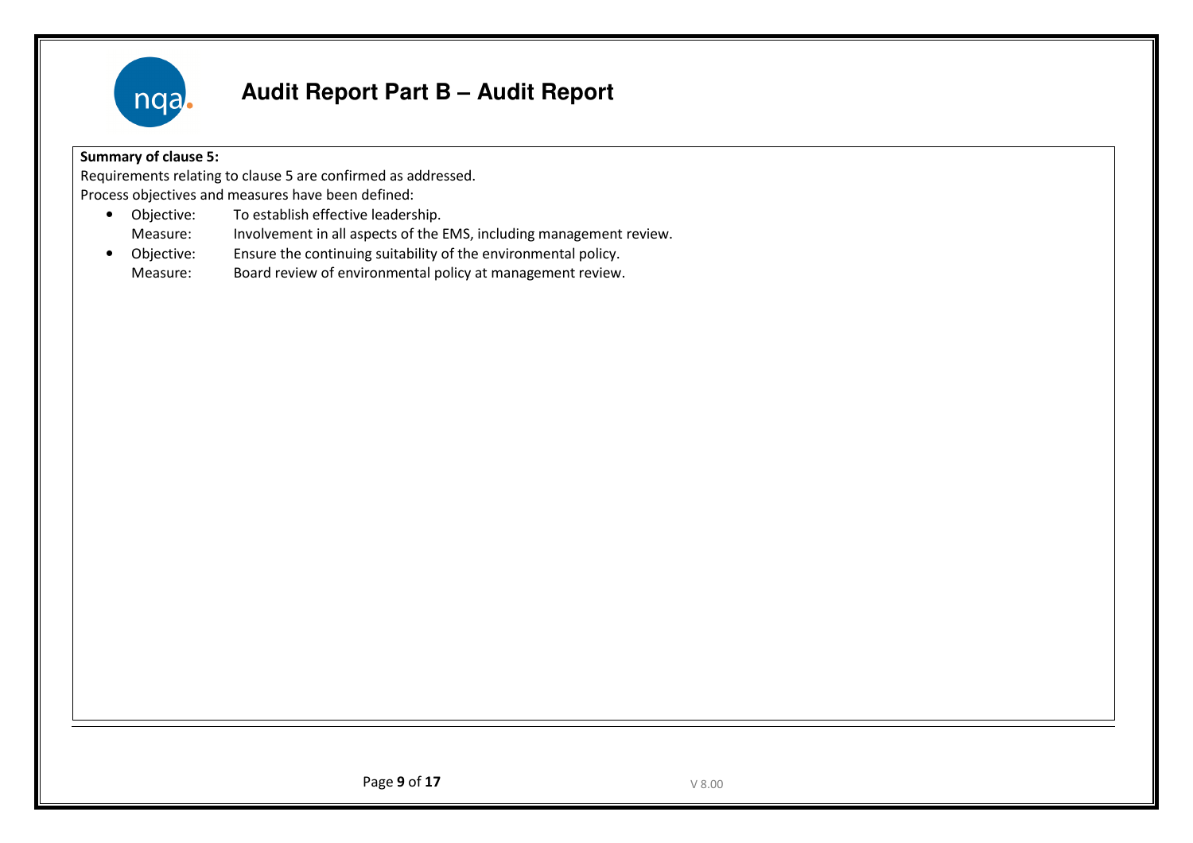**Summary of clause 5:**

Requirements relating to clause 5 are confirmed as addressed.

Process objectives and measures have been defined:

- Objective: To establish effective leadership.
  Measure: Involvement in all aspects of the EMS, including management review.
- Objective: Ensure the continuing suitability of the environmental policy.
  Measure: Board review of environmental policy at management review.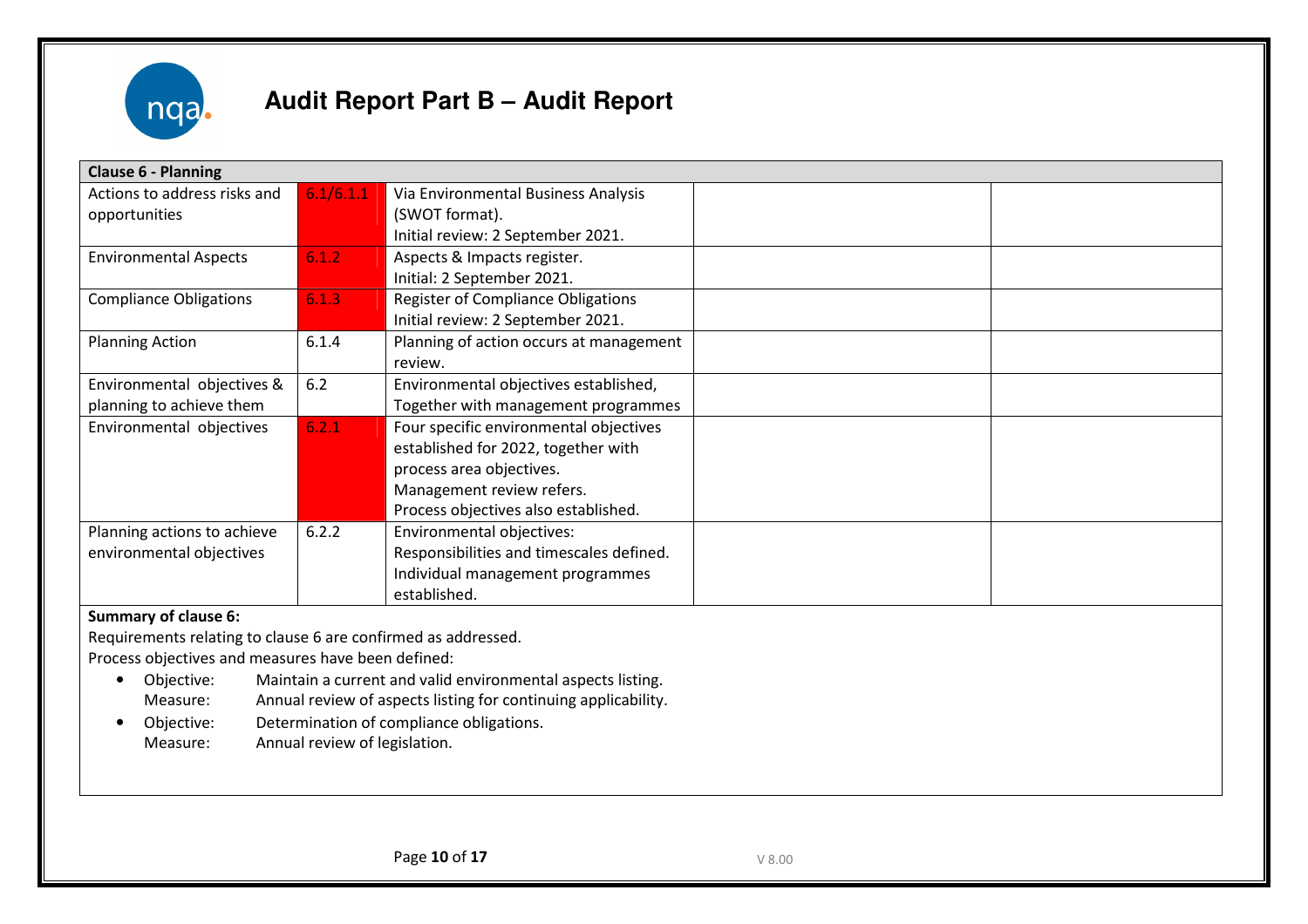# Audit Report Part B – Audit Report

| **Clause 6 - Planning** | | | | |
|---|---|---|---|---|
| Actions to address risks and opportunities | 6.1/6.1.1 | Via Environmental Business Analysis (SWOT format). Initial review: 2 September 2021. | | |
| Environmental Aspects | 6.1.2 | Aspects & Impacts register. Initial: 2 September 2021. | | |
| Compliance Obligations | 6.1.3 | Register of Compliance Obligations Initial review: 2 September 2021. | | |
| Planning Action | 6.1.4 | Planning of action occurs at management review. | | |
| Environmental objectives & planning to achieve them | 6.2 | Environmental objectives established, Together with management programmes | | |
| Environmental objectives | 6.2.1 | Four specific environmental objectives established for 2022, together with process area objectives. Management review refers. Process objectives also established. | | |
| Planning actions to achieve environmental objectives | 6.2.2 | Environmental objectives: Responsibilities and timescales defined. Individual management programmes established. | | |

**Summary of clause 6:**

Requirements relating to clause 6 are confirmed as addressed.

Process objectives and measures have been defined:

- Objective: Maintain a current and valid environmental aspects listing.
  Measure: Annual review of aspects listing for continuing applicability.
- Objective: Determination of compliance obligations.
  Measure: Annual review of legislation.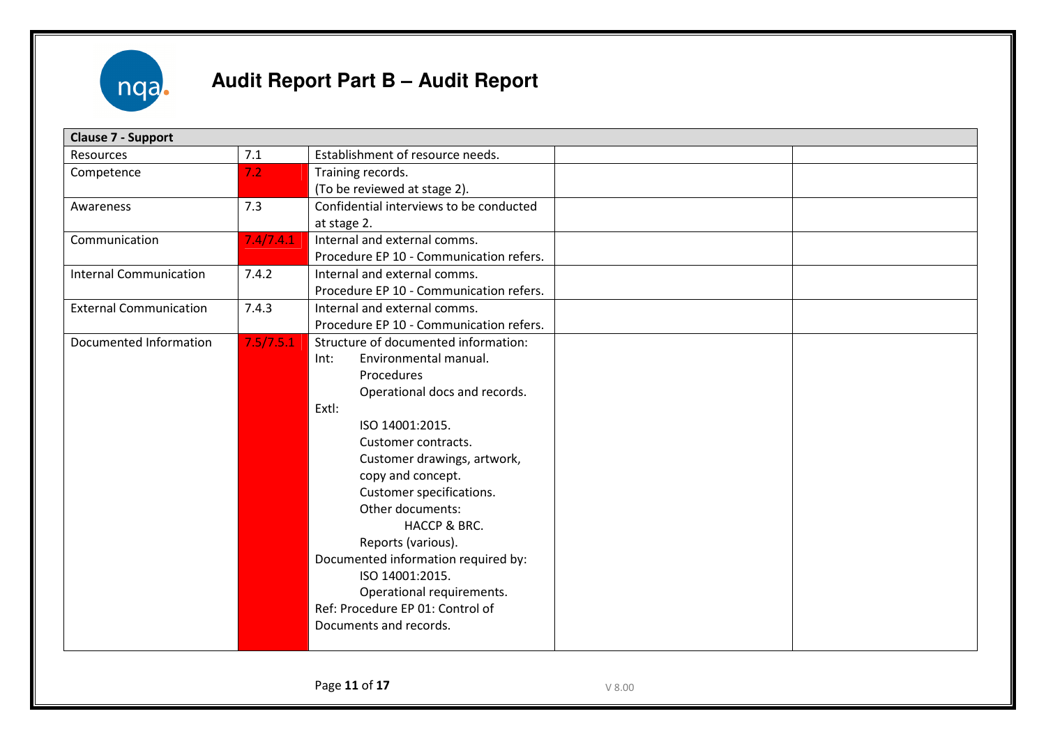# Audit Report Part B – Audit Report

| Clause 7 - Support | | | | |
|---|---|---|---|---|
| Resources | 7.1 | Establishment of resource needs. | | |
| Competence | 7.2 | Training records.<br>(To be reviewed at stage 2). | | |
| Awareness | 7.3 | Confidential interviews to be conducted at stage 2. | | |
| Communication | 7.4/7.4.1 | Internal and external comms.<br>Procedure EP 10 - Communication refers. | | |
| Internal Communication | 7.4.2 | Internal and external comms.<br>Procedure EP 10 - Communication refers. | | |
| External Communication | 7.4.3 | Internal and external comms.<br>Procedure EP 10 - Communication refers. | | |
| Documented Information | 7.5/7.5.1 | Structure of documented information:<br>Int: Environmental manual.<br>Procedures<br>Operational docs and records.<br>Extl:<br>ISO 14001:2015.<br>Customer contracts.<br>Customer drawings, artwork, copy and concept.<br>Customer specifications.<br>Other documents:<br>HACCP & BRC.<br>Reports (various).<br>Documented information required by:<br>ISO 14001:2015.<br>Operational requirements.<br>Ref: Procedure EP 01: Control of Documents and records. | | |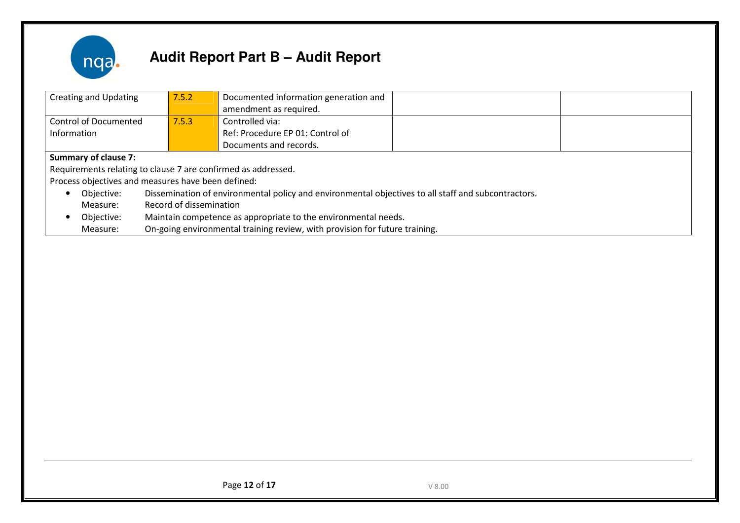# Audit Report Part B – Audit Report

| | | | | |
|---|---|---|---|---|
| Creating and Updating | 7.5.2 | Documented information generation and amendment as required. | | |
| Control of Documented Information | 7.5.3 | Controlled via: Ref: Procedure EP 01: Control of Documents and records. | | |

**Summary of clause 7:**

Requirements relating to clause 7 are confirmed as addressed.

Process objectives and measures have been defined:

- Objective: Dissemination of environmental policy and environmental objectives to all staff and subcontractors.
  Measure: Record of dissemination
- Objective: Maintain competence as appropriate to the environmental needs.
  Measure: On-going environmental training review, with provision for future training.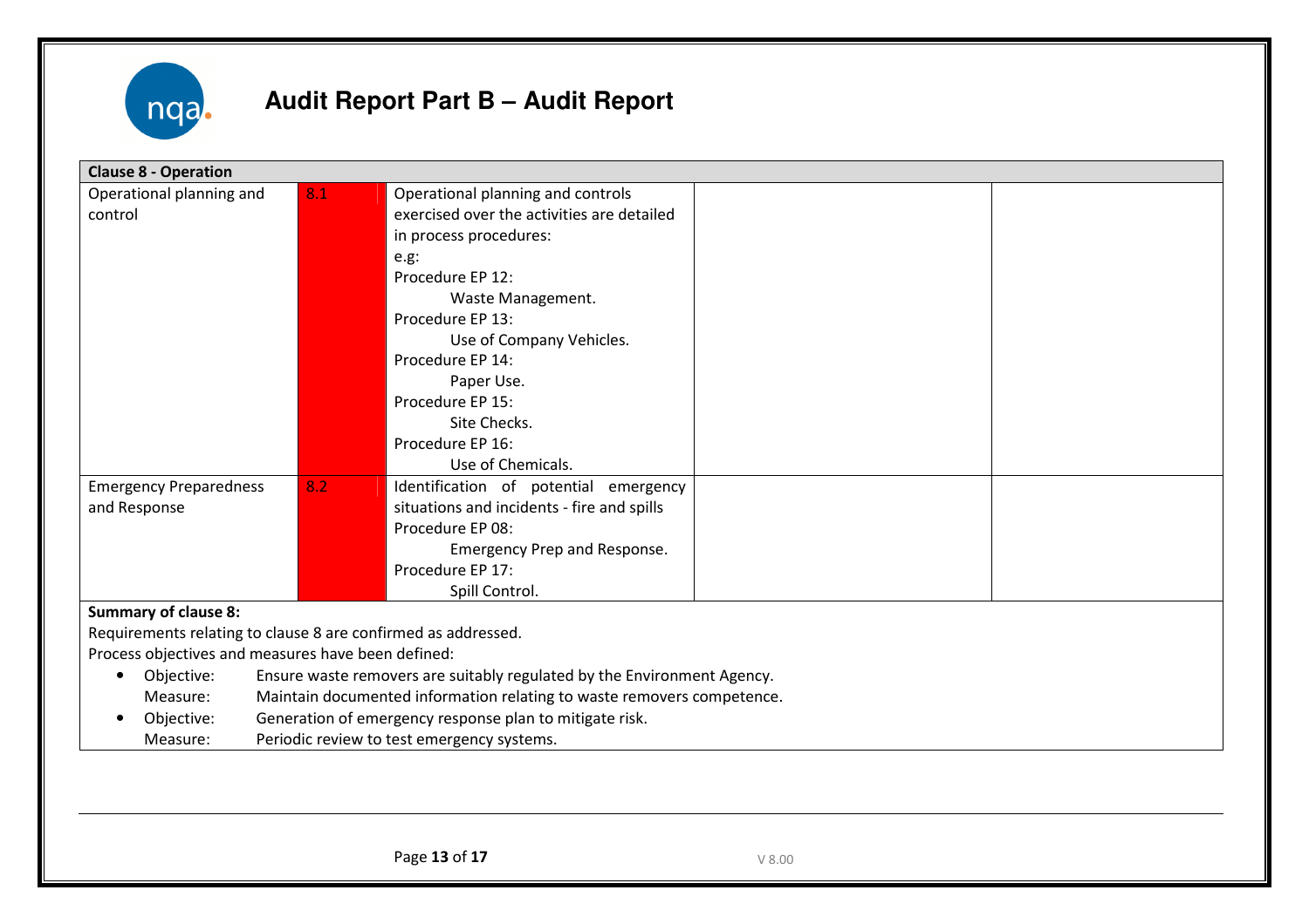# Audit Report Part B – Audit Report

| Clause 8 - Operation | | | | |
|---|---|---|---|---|
| Operational planning and control | 8.1 | Operational planning and controls exercised over the activities are detailed in process procedures:<br>e.g:<br>Procedure EP 12:<br>Waste Management.<br>Procedure EP 13:<br>Use of Company Vehicles.<br>Procedure EP 14:<br>Paper Use.<br>Procedure EP 15:<br>Site Checks.<br>Procedure EP 16:<br>Use of Chemicals. | | |
| Emergency Preparedness and Response | 8.2 | Identification of potential emergency situations and incidents - fire and spills<br>Procedure EP 08:<br>Emergency Prep and Response.<br>Procedure EP 17:<br>Spill Control. | | |

**Summary of clause 8:**

Requirements relating to clause 8 are confirmed as addressed.

Process objectives and measures have been defined:

- Objective: Ensure waste removers are suitably regulated by the Environment Agency.
  Measure: Maintain documented information relating to waste removers competence.
- Objective: Generation of emergency response plan to mitigate risk.
  Measure: Periodic review to test emergency systems.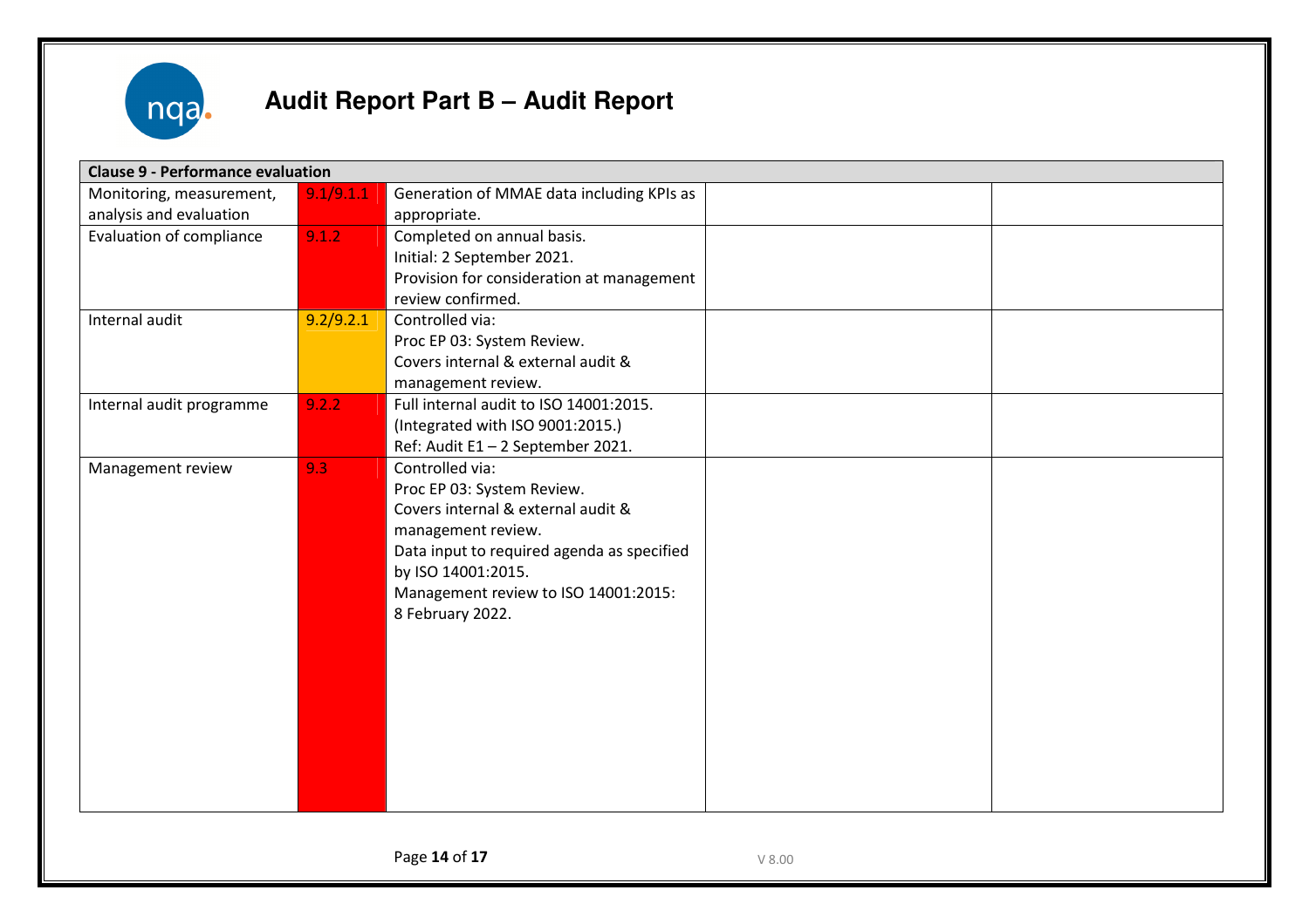# Audit Report Part B – Audit Report

| Clause 9 - Performance evaluation | | | | |
|---|---|---|---|---|
| Monitoring, measurement, analysis and evaluation | 9.1/9.1.1 | Generation of MMAE data including KPIs as appropriate. | | |
| Evaluation of compliance | 9.1.2 | Completed on annual basis.<br>Initial: 2 September 2021.<br>Provision for consideration at management review confirmed. | | |
| Internal audit | 9.2/9.2.1 | Controlled via:<br>Proc EP 03: System Review.<br>Covers internal & external audit & management review. | | |
| Internal audit programme | 9.2.2 | Full internal audit to ISO 14001:2015.<br>(Integrated with ISO 9001:2015.)<br>Ref: Audit E1 – 2 September 2021. | | |
| Management review | 9.3 | Controlled via:<br>Proc EP 03: System Review.<br>Covers internal & external audit & management review.<br>Data input to required agenda as specified by ISO 14001:2015.<br>Management review to ISO 14001:2015:<br>8 February 2022. | | |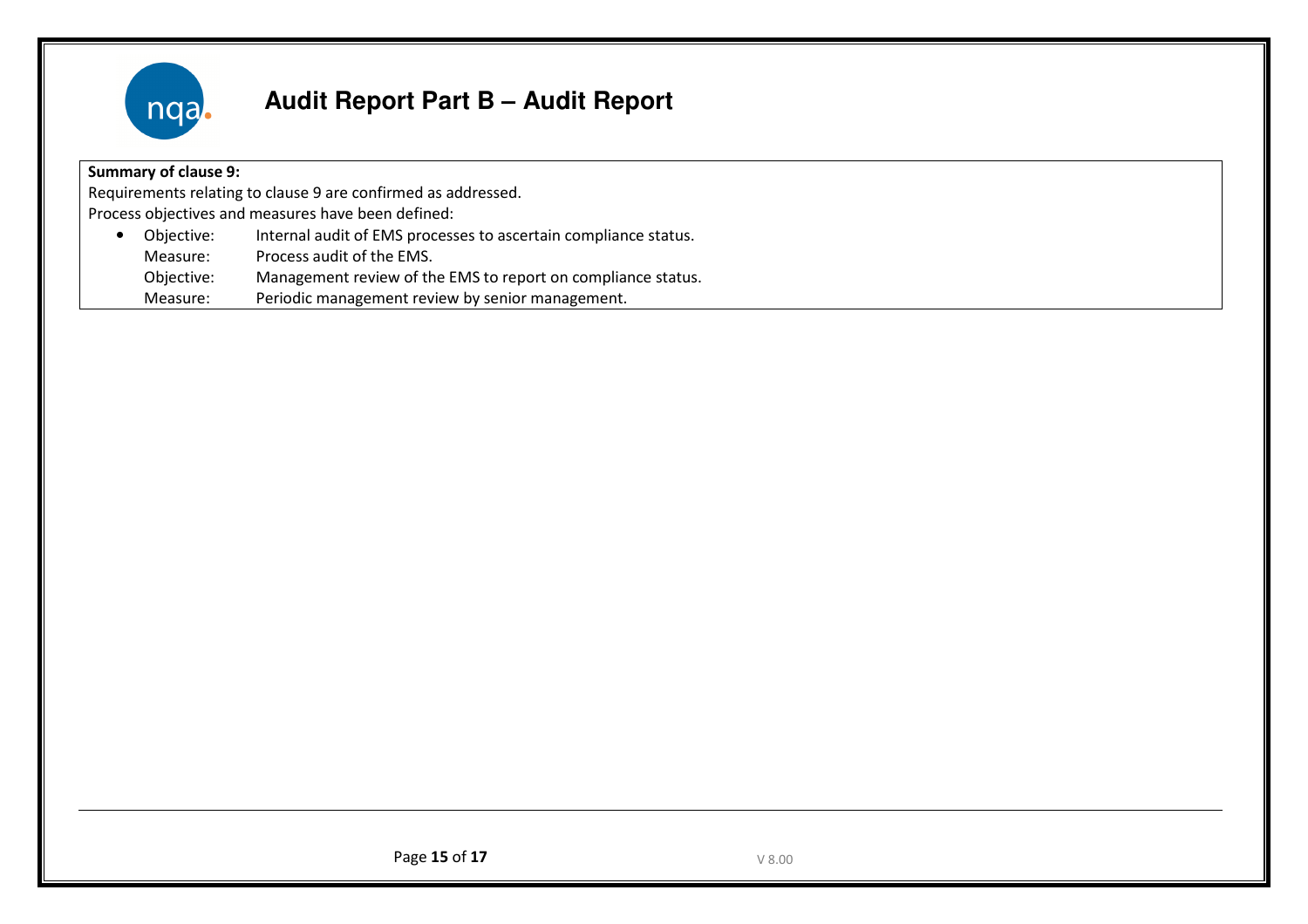# Audit Report Part B – Audit Report

**Summary of clause 9:**

Requirements relating to clause 9 are confirmed as addressed.

Process objectives and measures have been defined:

- Objective: Internal audit of EMS processes to ascertain compliance status.
  Measure: Process audit of the EMS.
  Objective: Management review of the EMS to report on compliance status.
  Measure: Periodic management review by senior management.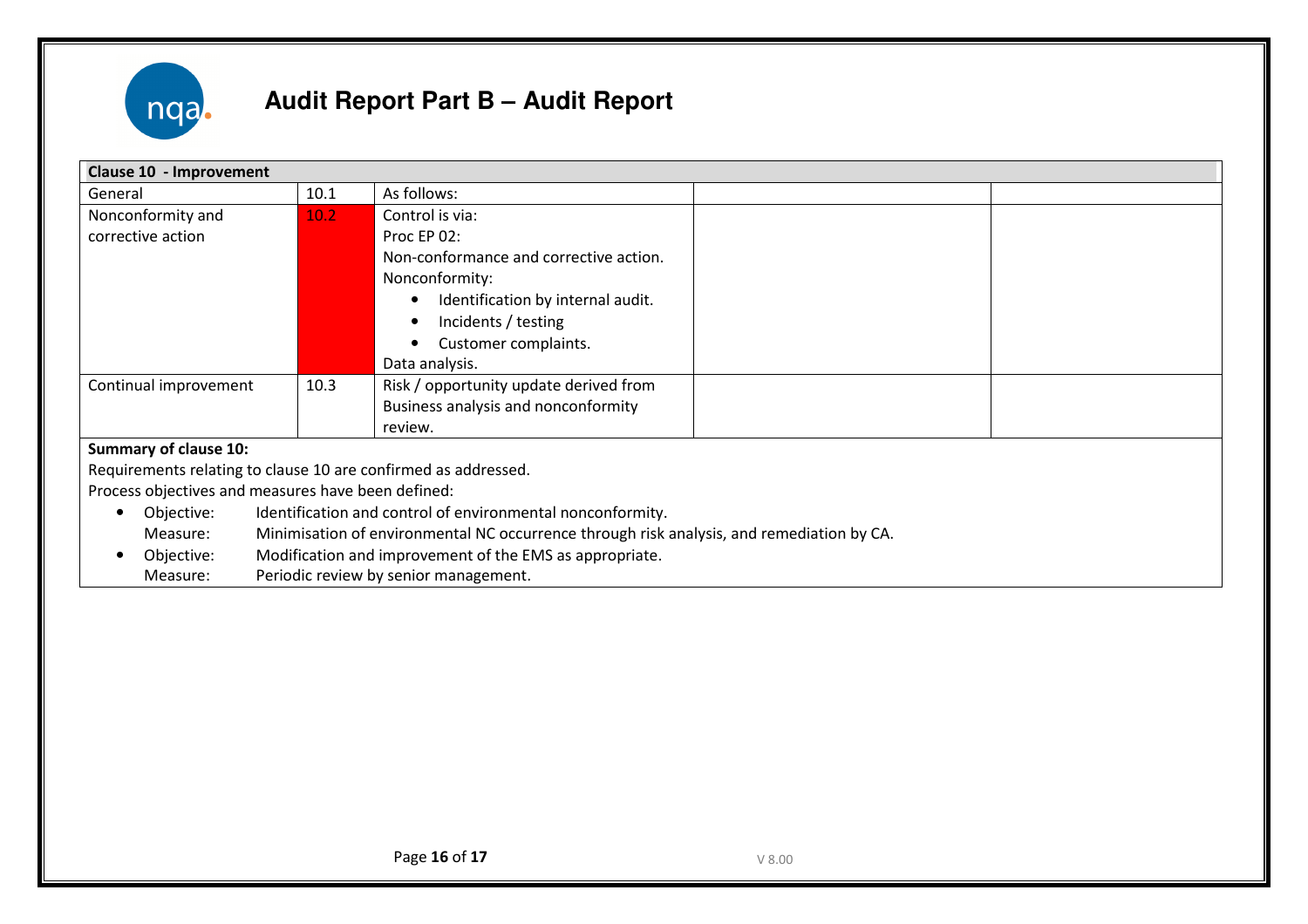# Audit Report Part B – Audit Report

| Clause 10 - Improvement | | | | |
|---|---|---|---|---|
| General | 10.1 | As follows: | | |
| Nonconformity and corrective action | 10.2 | Control is via:<br>Proc EP 02:<br>Non-conformance and corrective action.<br>Nonconformity:<br>• Identification by internal audit.<br>• Incidents / testing<br>• Customer complaints.<br>Data analysis. | | |
| Continual improvement | 10.3 | Risk / opportunity update derived from Business analysis and nonconformity review. | | |

**Summary of clause 10:**

Requirements relating to clause 10 are confirmed as addressed.

Process objectives and measures have been defined:

- Objective: Identification and control of environmental nonconformity.
  Measure: Minimisation of environmental NC occurrence through risk analysis, and remediation by CA.
- Objective: Modification and improvement of the EMS as appropriate.
  Measure: Periodic review by senior management.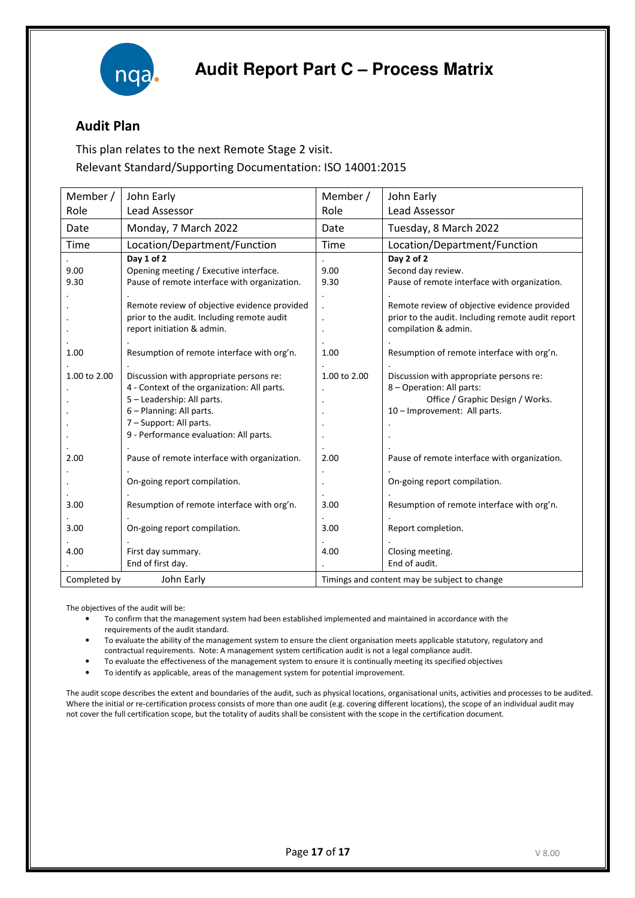# Audit Report Part C – Process Matrix

## Audit Plan

This plan relates to the next Remote Stage 2 visit.

Relevant Standard/Supporting Documentation: ISO 14001:2015

| Member / Role | John Early<br>Lead Assessor | Member / Role | John Early<br>Lead Assessor |
|---|---|---|---|
| Date | Monday, 7 March 2022 | Date | Tuesday, 8 March 2022 |
| Time | Location/Department/Function | Time | Location/Department/Function |
| | **Day 1 of 2** | | **Day 2 of 2** |
| 9.00 | Opening meeting / Executive interface. | 9.00 | Second day review. |
| 9.30 | Pause of remote interface with organization. | 9.30 | Pause of remote interface with organization. |
| | Remote review of objective evidence provided prior to the audit. Including remote audit report initiation & admin. | | Remote review of objective evidence provided prior to the audit. Including remote audit report compilation & admin. |
| 1.00 | Resumption of remote interface with org'n. | 1.00 | Resumption of remote interface with org'n. |
| 1.00 to 2.00 | Discussion with appropriate persons re:<br>4 - Context of the organization: All parts.<br>5 – Leadership: All parts.<br>6 – Planning: All parts.<br>7 – Support: All parts.<br>9 - Performance evaluation: All parts. | 1.00 to 2.00 | Discussion with appropriate persons re:<br>8 – Operation: All parts:<br>Office / Graphic Design / Works.<br>10 – Improvement: All parts. |
| 2.00 | Pause of remote interface with organization. | 2.00 | Pause of remote interface with organization. |
| | On-going report compilation. | | On-going report compilation. |
| 3.00 | Resumption of remote interface with org'n. | 3.00 | Resumption of remote interface with org'n. |
| 3.00 | On-going report compilation. | 3.00 | Report completion. |
| 4.00 | First day summary.<br>End of first day. | 4.00 | Closing meeting.<br>End of audit. |
| Completed by | John Early | Timings and content may be subject to change | |

The objectives of the audit will be:

- To confirm that the management system had been established implemented and maintained in accordance with the requirements of the audit standard.
- To evaluate the ability of the management system to ensure the client organisation meets applicable statutory, regulatory and contractual requirements. Note: A management system certification audit is not a legal compliance audit.
- To evaluate the effectiveness of the management system to ensure it is continually meeting its specified objectives
- To identify as applicable, areas of the management system for potential improvement.

The audit scope describes the extent and boundaries of the audit, such as physical locations, organisational units, activities and processes to be audited. Where the initial or re-certification process consists of more than one audit (e.g. covering different locations), the scope of an individual audit may not cover the full certification scope, but the totality of audits shall be consistent with the scope in the certification document.